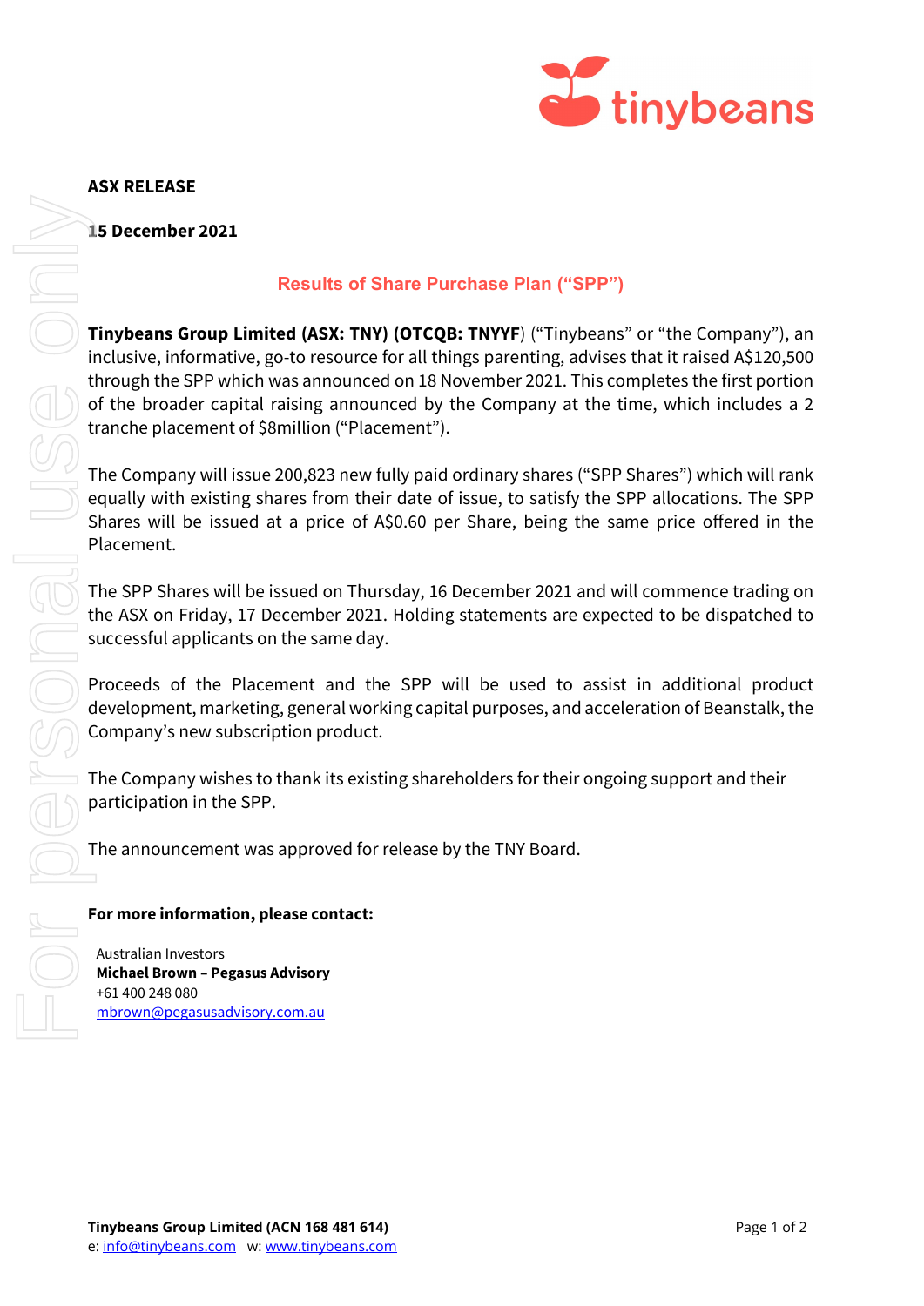**ASX RELEASE**

**15 December 2021**

## Results of Share Purchase Plan ("SPP")

**Tinybeans Group Limited (ASX: TNY) (OTCQB: TNYYF**) ("Tinybeans" or "the Company"), an inclusive, informative, go-to resource for all things parenting, advises that it raised A$120,500 through the SPP which was announced on 18 November 2021. This completes the first portion of the broader capital raising announced by the Company at the time, which includes a 2 tranche placement of $8million ("Placement").

The Company will issue 200,823 new fully paid ordinary shares ("SPP Shares") which will rank equally with existing shares from their date of issue, to satisfy the SPP allocations. The SPP Shares will be issued at a price of A$0.60 per Share, being the same price offered in the Placement.

The SPP Shares will be issued on Thursday, 16 December 2021 and will commence trading on the ASX on Friday, 17 December 2021. Holding statements are expected to be dispatched to successful applicants on the same day.

Proceeds of the Placement and the SPP will be used to assist in additional product development, marketing, general working capital purposes, and acceleration of Beanstalk, the Company's new subscription product.

The Company wishes to thank its existing shareholders for their ongoing support and their participation in the SPP.

The announcement was approved for release by the TNY Board.

**For more information, please contact:**

Australian Investors
**Michael Brown – Pegasus Advisory**
+61 400 248 080
mbrown@pegasusadvisory.com.au

**Tinybeans Group Limited (ACN 168 481 614)**
e: info@tinybeans.com w: www.tinybeans.com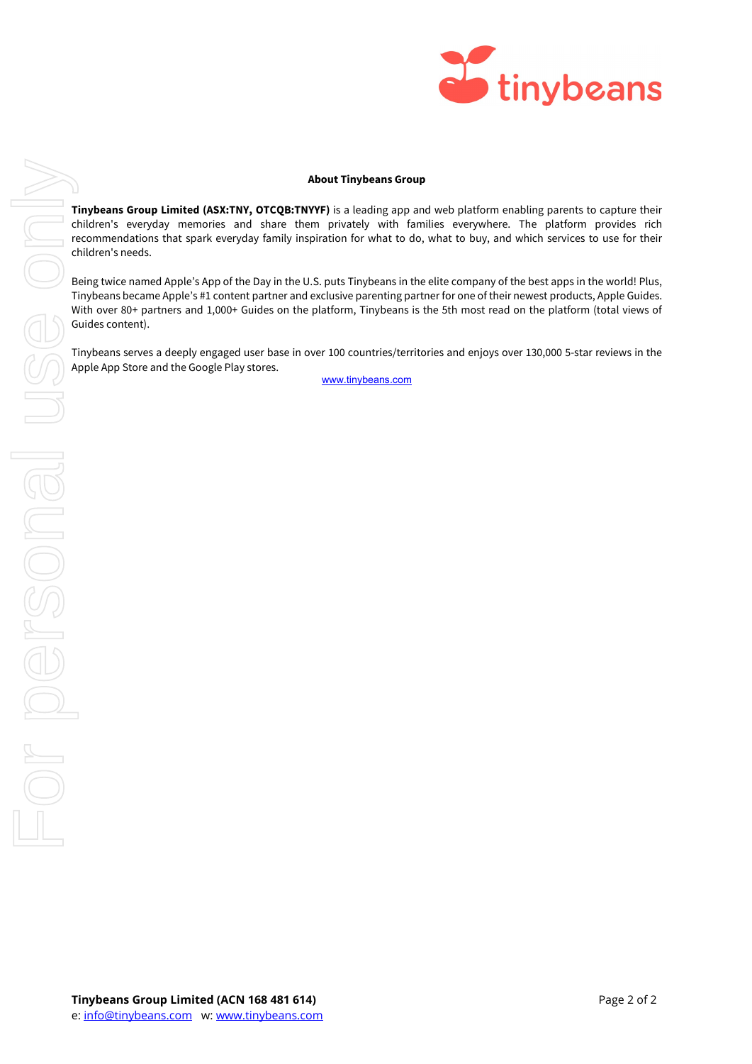## About Tinybeans Group

**Tinybeans Group Limited (ASX:TNY, OTCQB:TNYYF)** is a leading app and web platform enabling parents to capture their children's everyday memories and share them privately with families everywhere. The platform provides rich recommendations that spark everyday family inspiration for what to do, what to buy, and which services to use for their children's needs.

Being twice named Apple's App of the Day in the U.S. puts Tinybeans in the elite company of the best apps in the world! Plus, Tinybeans became Apple's #1 content partner and exclusive parenting partner for one of their newest products, Apple Guides. With over 80+ partners and 1,000+ Guides on the platform, Tinybeans is the 5th most read on the platform (total views of Guides content).

Tinybeans serves a deeply engaged user base in over 100 countries/territories and enjoys over 130,000 5-star reviews in the Apple App Store and the Google Play stores.

www.tinybeans.com

**Tinybeans Group Limited (ACN 168 481 614)**
e: info@tinybeans.com w: www.tinybeans.com